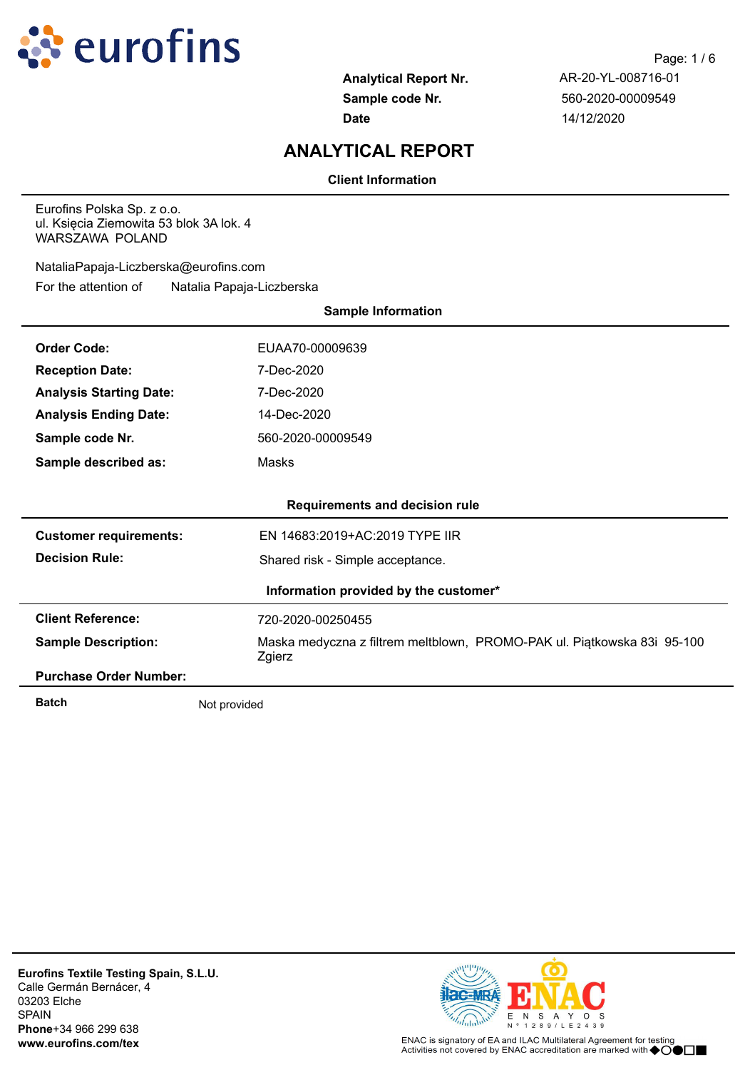eurofins

| | |
|---|---|
| **Analytical Report Nr.** | AR-20-YL-008716-01 |
| **Sample code Nr.** | 560-2020-00009549 |
| **Date** | 14/12/2020 |

# ANALYTICAL REPORT

### Client Information

Eurofins Polska Sp. z o.o.
ul. Księcia Ziemowita 53 blok 3A lok. 4
WARSZAWA POLAND

NataliaPapaja-Liczberska@eurofins.com

For the attention of Natalia Papaja-Liczberska

### Sample Information

| | |
|---|---|
| **Order Code:** | EUAA70-00009639 |
| **Reception Date:** | 7-Dec-2020 |
| **Analysis Starting Date:** | 7-Dec-2020 |
| **Analysis Ending Date:** | 14-Dec-2020 |
| **Sample code Nr.** | 560-2020-00009549 |
| **Sample described as:** | Masks |

### Requirements and decision rule

| | |
|---|---|
| **Customer requirements:** | EN 14683:2019+AC:2019 TYPE IIR |
| **Decision Rule:** | Shared risk - Simple acceptance. |

### Information provided by the customer*

| | |
|---|---|
| **Client Reference:** | 720-2020-00250455 |
| **Sample Description:** | Maska medyczna z filtrem meltblown, PROMO-PAK ul. Piątkowska 83i 95-100 Zgierz |
| **Purchase Order Number:** | |
| **Batch** | Not provided |

**Eurofins Textile Testing Spain, S.L.U.**
Calle Germán Bernácer, 4
03203 Elche
SPAIN
**Phone**+34 966 299 638
**www.eurofins.com/tex**

ENAC ENSAYOS Nº 1289/LE2439

ENAC is signatory of EA and ILAC Multilateral Agreement for testing
Activities not covered by ENAC accreditation are marked with ◆○●□■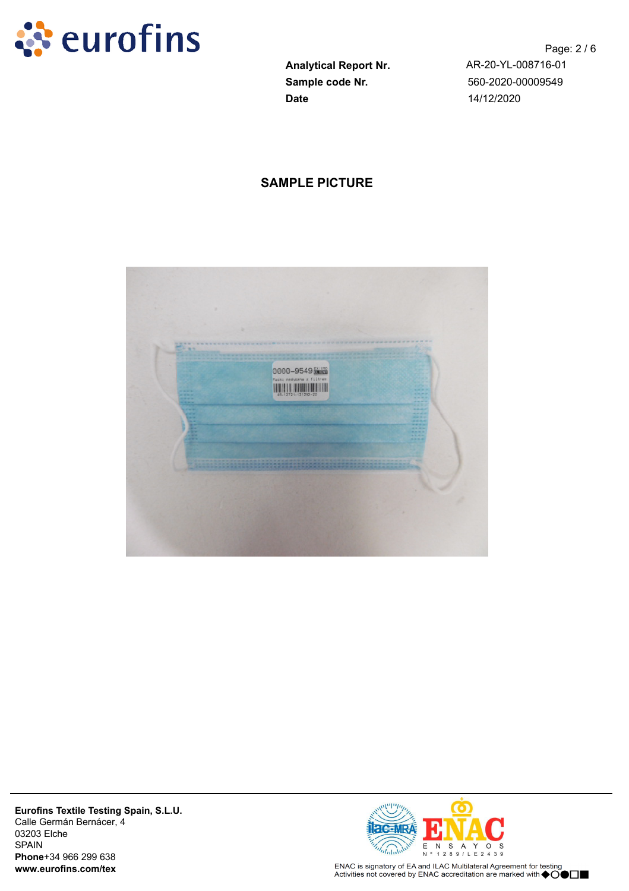**Analytical Report Nr.** AR-20-YL-008716-01
**Sample code Nr.** 560-2020-00009549
**Date** 14/12/2020

## SAMPLE PICTURE

**Eurofins Textile Testing Spain, S.L.U.**
Calle Germán Bernácer, 4
03203 Elche
SPAIN
**Phone**+34 966 299 638
**www.eurofins.com/tex**

ENAC is signatory of EA and ILAC Multilateral Agreement for testing
Activities not covered by ENAC accreditation are marked with ◆○●□■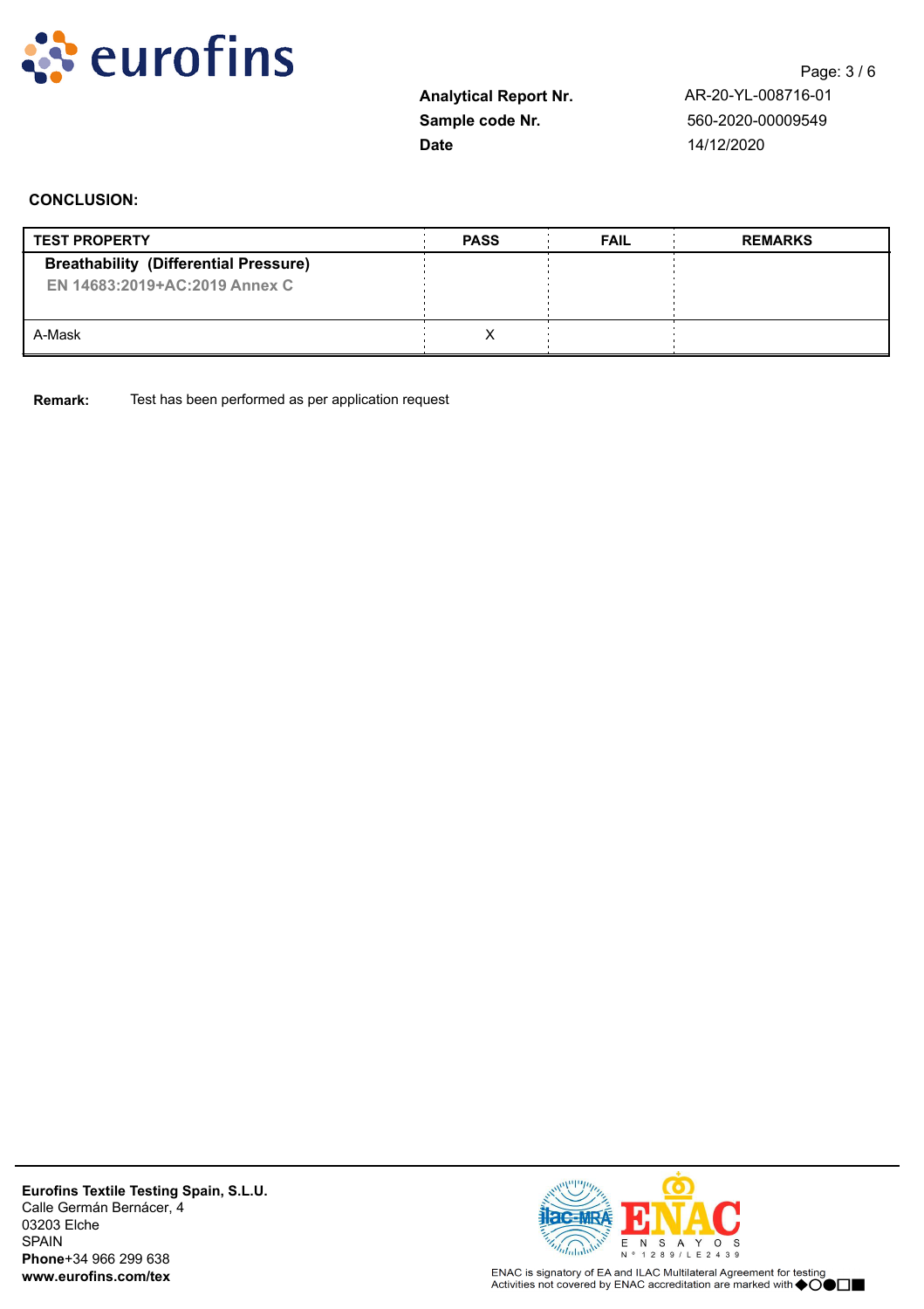Analytical Report Nr. AR-20-YL-008716-01
Sample code Nr. 560-2020-00009549
Date 14/12/2020

**CONCLUSION:**

| TEST PROPERTY | PASS | FAIL | REMARKS |
|---|---|---|---|
| **Breathability (Differential Pressure)** EN 14683:2019+AC:2019 Annex C | | | |
| A-Mask | X | | |

**Remark:** Test has been performed as per application request

**Eurofins Textile Testing Spain, S.L.U.**
Calle Germán Bernácer, 4
03203 Elche
SPAIN
**Phone**+34 966 299 638
**www.eurofins.com/tex**

ENAC ENSAYOS Nº 1289/LE2439

ENAC is signatory of EA and ILAC Multilateral Agreement for testing
Activities not covered by ENAC accreditation are marked with ◆○●□■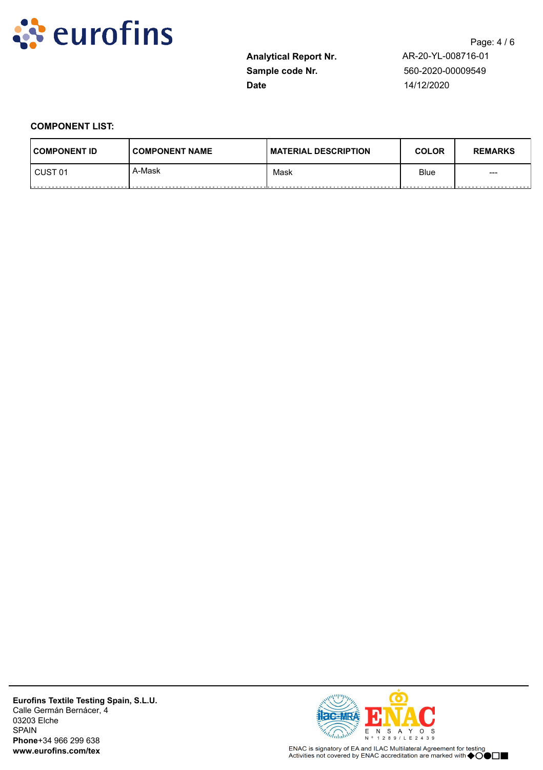**Analytical Report Nr.** AR-20-YL-008716-01
**Sample code Nr.** 560-2020-00009549
**Date** 14/12/2020

**COMPONENT LIST:**

| COMPONENT ID | COMPONENT NAME | MATERIAL DESCRIPTION | COLOR | REMARKS |
|---|---|---|---|---|
| CUST 01 | A-Mask | Mask | Blue | --- |

**Eurofins Textile Testing Spain, S.L.U.**
Calle Germán Bernácer, 4
03203 Elche
SPAIN
**Phone**+34 966 299 638
**www.eurofins.com/tex**

ENAC is signatory of EA and ILAC Multilateral Agreement for testing
Activities not covered by ENAC accreditation are marked with ◆○●□■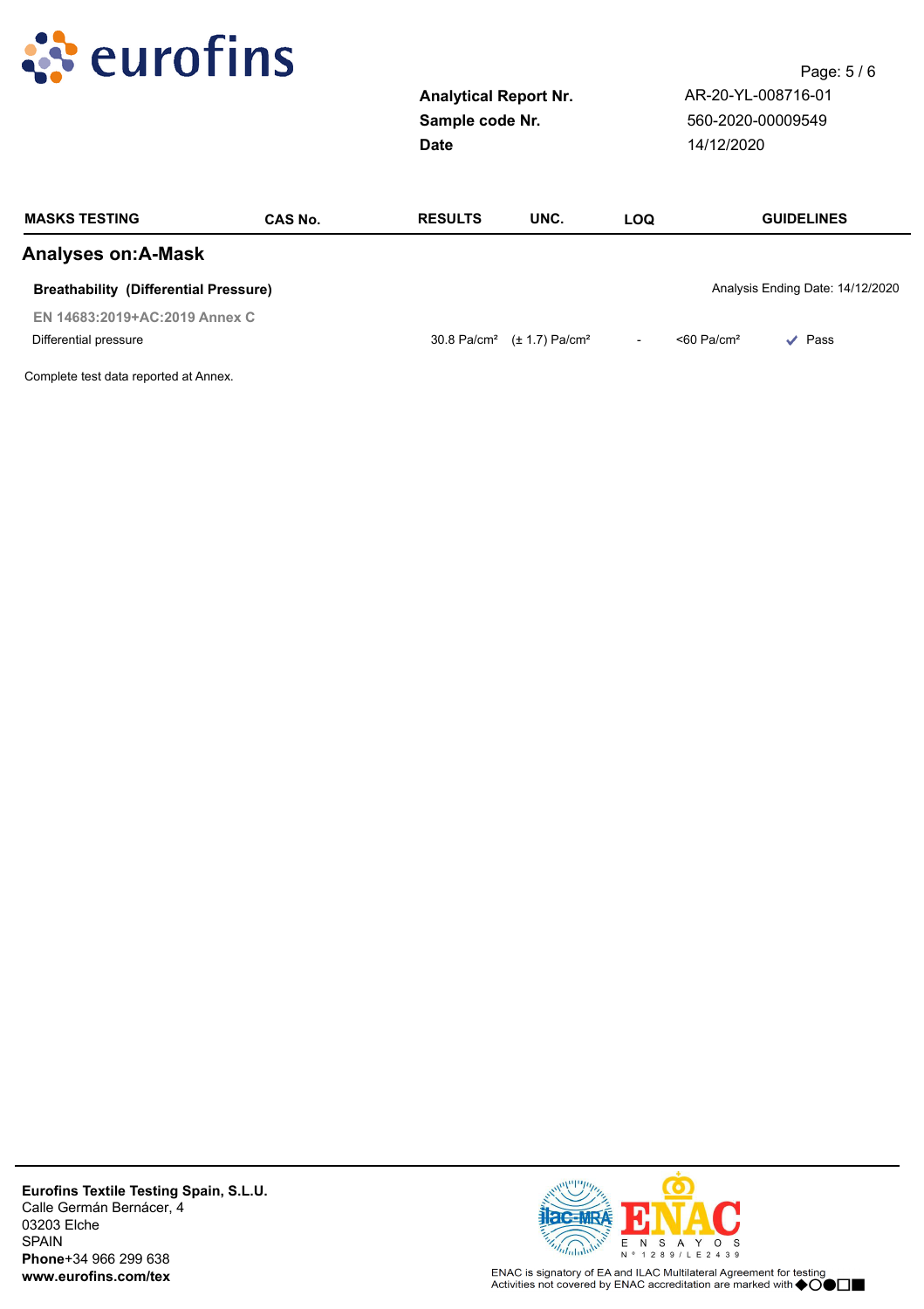| | |
|---|---|
| **Analytical Report Nr.** | AR-20-YL-008716-01 |
| **Sample code Nr.** | 560-2020-00009549 |
| **Date** | 14/12/2020 |

| MASKS TESTING | CAS No. | RESULTS | UNC. | LOQ | GUIDELINES | |
|---|---|---|---|---|---|---|
| **Analyses on:A-Mask** | | | | | | |
| **Breathability (Differential Pressure)** | | | | | Analysis Ending Date: 14/12/2020 | |
| **EN 14683:2019+AC:2019 Annex C** | | | | | | |
| Differential pressure | | 30.8 Pa/cm² | (± 1.7) Pa/cm² | - | <60 Pa/cm² | ✓ Pass |

Complete test data reported at Annex.

**Eurofins Textile Testing Spain, S.L.U.**
Calle Germán Bernácer, 4
03203 Elche
SPAIN
**Phone**+34 966 299 638
**www.eurofins.com/tex**

ENAC ENSAYOS Nº 1289/LE2439

ENAC is signatory of EA and ILAC Multilateral Agreement for testing
Activities not covered by ENAC accreditation are marked with ◆○●□■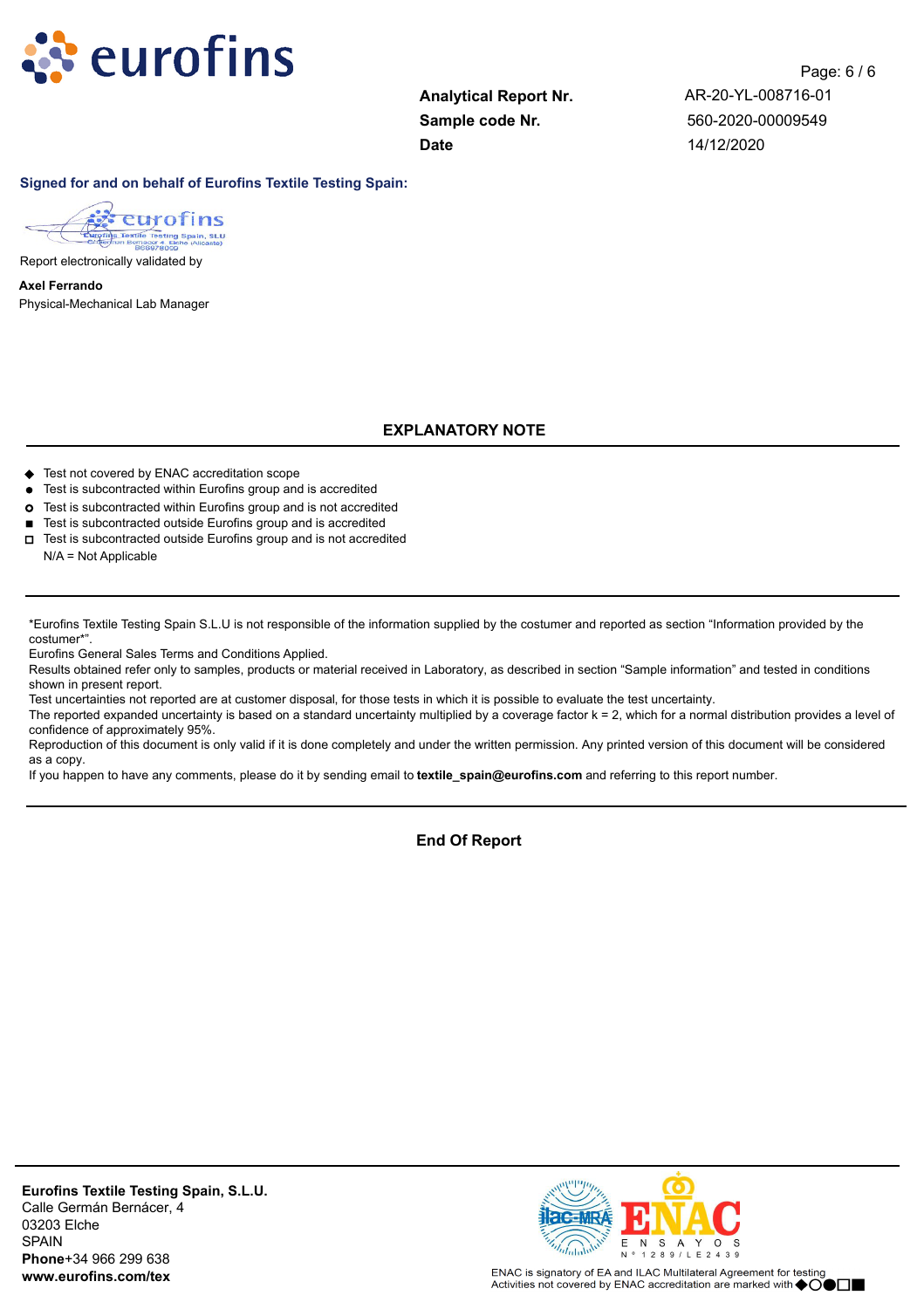**Analytical Report Nr.** AR-20-YL-008716-01
**Sample code Nr.** 560-2020-00009549
**Date** 14/12/2020

**Signed for and on behalf of Eurofins Textile Testing Spain:**

Report electronically validated by

**Axel Ferrando**
Physical-Mechanical Lab Manager

## EXPLANATORY NOTE

- ◆ Test not covered by ENAC accreditation scope
- ● Test is subcontracted within Eurofins group and is accredited
- ○ Test is subcontracted within Eurofins group and is not accredited
- ■ Test is subcontracted outside Eurofins group and is accredited
- □ Test is subcontracted outside Eurofins group and is not accredited
- N/A = Not Applicable

*Eurofins Textile Testing Spain S.L.U is not responsible of the information supplied by the costumer and reported as section “Information provided by the costumer*”.
Eurofins General Sales Terms and Conditions Applied.
Results obtained refer only to samples, products or material received in Laboratory, as described in section “Sample information” and tested in conditions shown in present report.
Test uncertainties not reported are at customer disposal, for those tests in which it is possible to evaluate the test uncertainty.
The reported expanded uncertainty is based on a standard uncertainty multiplied by a coverage factor k = 2, which for a normal distribution provides a level of confidence of approximately 95%.
Reproduction of this document is only valid if it is done completely and under the written permission. Any printed version of this document will be considered as a copy.
If you happen to have any comments, please do it by sending email to **textile_spain@eurofins.com** and referring to this report number.

**End Of Report**

**Eurofins Textile Testing Spain, S.L.U.**
Calle Germán Bernácer, 4
03203 Elche
SPAIN
**Phone**+34 966 299 638
**www.eurofins.com/tex**

ENAC ENSAYOS Nº 1289/LE2439
ENAC is signatory of EA and ILAC Multilateral Agreement for testing
Activities not covered by ENAC accreditation are marked with ◆○●□■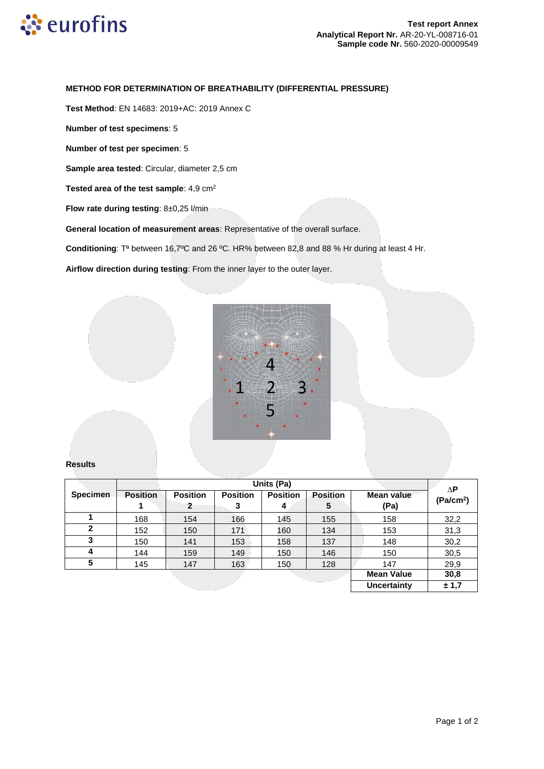**Test report Annex**
**Analytical Report Nr.** AR-20-YL-008716-01
**Sample code Nr.** 560-2020-00009549

**METHOD FOR DETERMINATION OF BREATHABILITY (DIFFERENTIAL PRESSURE)**

**Test Method**: EN 14683: 2019+AC: 2019 Annex C

**Number of test specimens**: 5

**Number of test per specimen**: 5

**Sample area tested**: Circular, diameter 2,5 cm

**Tested area of the test sample**: 4,9 $cm^2$

**Flow rate during testing**: 8±0,25 l/min

**General location of measurement areas**: Representative of the overall surface.

**Conditioning**: Tª between 16,7ºC and 26 ºC. HR% between 82,8 and 88 % Hr during at least 4 Hr.

**Airflow direction during testing**: From the inner layer to the outer layer.

4
1 2 3
5

**Results**

| Specimen | Units (Pa) | | | | | | ΔP ($Pa/cm^2$) |
|---|---|---|---|---|---|---|---|
| | Position 1 | Position 2 | Position 3 | Position 4 | Position 5 | Mean value (Pa) | |
| 1 | 168 | 154 | 166 | 145 | 155 | 158 | 32,2 |
| 2 | 152 | 150 | 171 | 160 | 134 | 153 | 31,3 |
| 3 | 150 | 141 | 153 | 158 | 137 | 148 | 30,2 |
| 4 | 144 | 159 | 149 | 150 | 146 | 150 | 30,5 |
| 5 | 145 | 147 | 163 | 150 | 128 | 147 | 29,9 |
| | | | | | | **Mean Value** | **30,8** |
| | | | | | | **Uncertainty** | **± 1,7** |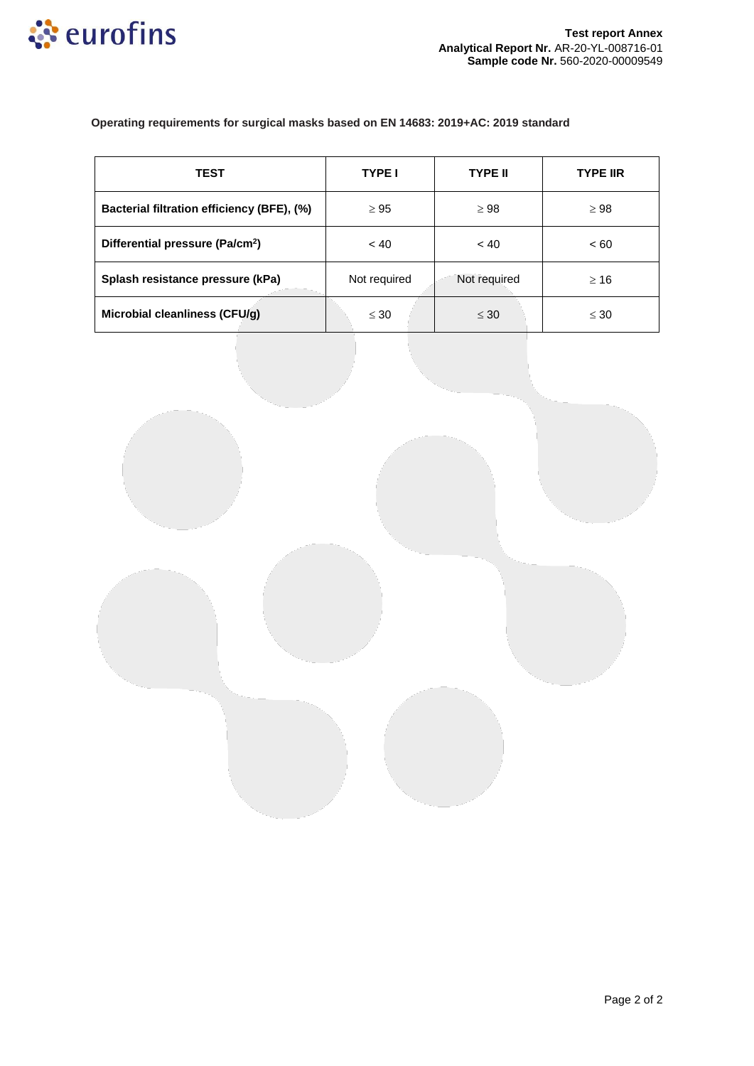**Operating requirements for surgical masks based on EN 14683: 2019+AC: 2019 standard**

| TEST | TYPE I | TYPE II | TYPE IIR |
|---|---|---|---|
| **Bacterial filtration efficiency (BFE), (%)** | ≥ 95 | ≥ 98 | ≥ 98 |
| **Differential pressure (Pa/cm²)** | < 40 | < 40 | < 60 |
| **Splash resistance pressure (kPa)** | Not required | Not required | ≥ 16 |
| **Microbial cleanliness (CFU/g)** | ≤ 30 | ≤ 30 | ≤ 30 |